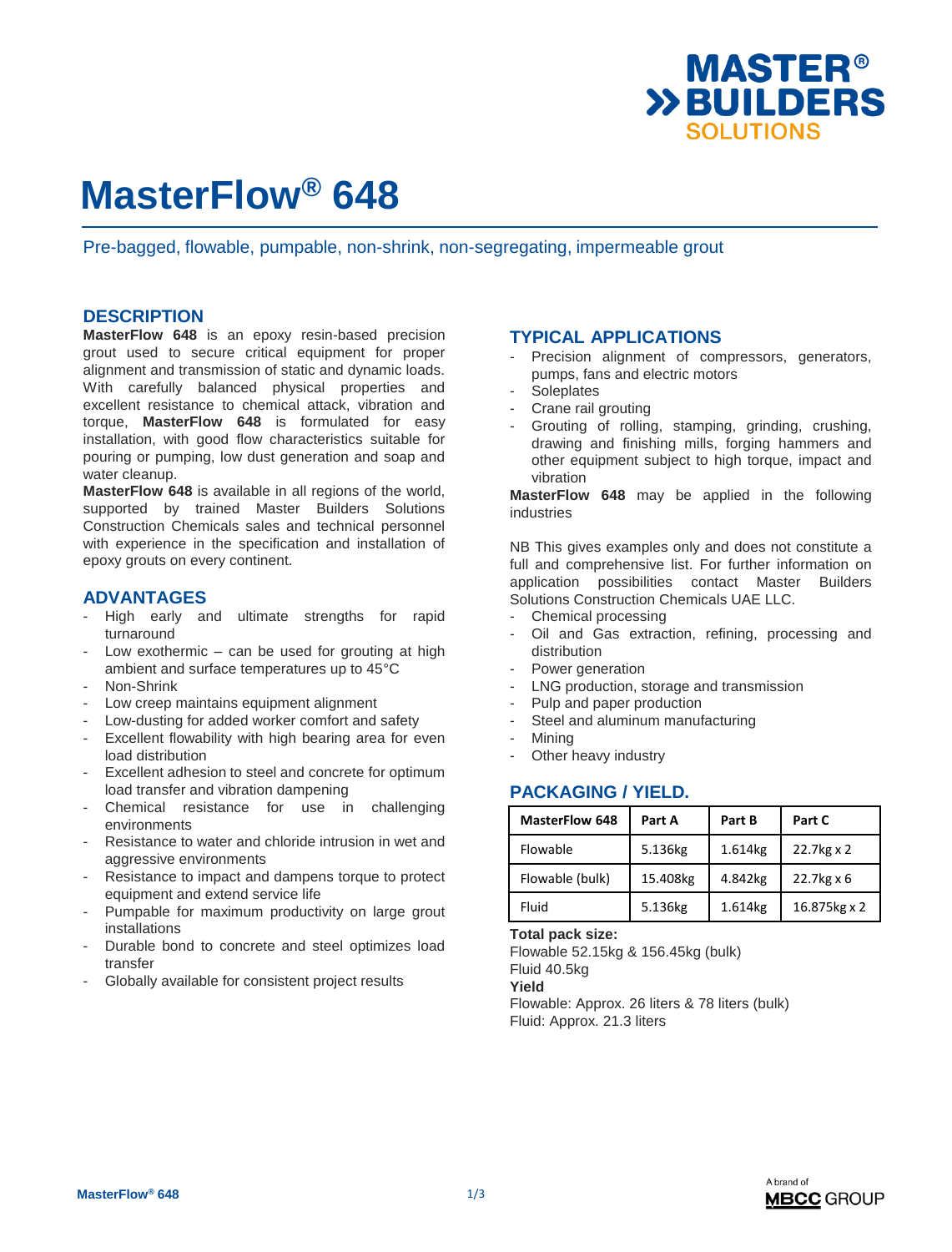// MASTER® BUILDERS SOLUTIONS

# MasterFlow® 648

Pre-bagged, flowable, pumpable, non-shrink, non-segregating, impermeable grout

## DESCRIPTION

**MasterFlow 648** is an epoxy resin-based precision grout used to secure critical equipment for proper alignment and transmission of static and dynamic loads. With carefully balanced physical properties and excellent resistance to chemical attack, vibration and torque, **MasterFlow 648** is formulated for easy installation, with good flow characteristics suitable for pouring or pumping, low dust generation and soap and water cleanup.

**MasterFlow 648** is available in all regions of the world, supported by trained Master Builders Solutions Construction Chemicals sales and technical personnel with experience in the specification and installation of epoxy grouts on every continent.

## ADVANTAGES

- High early and ultimate strengths for rapid turnaround
- Low exothermic – can be used for grouting at high ambient and surface temperatures up to 45°C
- Non-Shrink
- Low creep maintains equipment alignment
- Low-dusting for added worker comfort and safety
- Excellent flowability with high bearing area for even load distribution
- Excellent adhesion to steel and concrete for optimum load transfer and vibration dampening
- Chemical resistance for use in challenging environments
- Resistance to water and chloride intrusion in wet and aggressive environments
- Resistance to impact and dampens torque to protect equipment and extend service life
- Pumpable for maximum productivity on large grout installations
- Durable bond to concrete and steel optimizes load transfer
- Globally available for consistent project results

## TYPICAL APPLICATIONS

- Precision alignment of compressors, generators, pumps, fans and electric motors
- Soleplates
- Crane rail grouting
- Grouting of rolling, stamping, grinding, crushing, drawing and finishing mills, forging hammers and other equipment subject to high torque, impact and vibration

**MasterFlow 648** may be applied in the following industries

NB This gives examples only and does not constitute a full and comprehensive list. For further information on application possibilities contact Master Builders Solutions Construction Chemicals UAE LLC.

- Chemical processing
- Oil and Gas extraction, refining, processing and distribution
- Power generation
- LNG production, storage and transmission
- Pulp and paper production
- Steel and aluminum manufacturing
- Mining
- Other heavy industry

## PACKAGING / YIELD.

| MasterFlow 648 | Part A | Part B | Part C |
|---|---|---|---|
| Flowable | 5.136kg | 1.614kg | 22.7kg x 2 |
| Flowable (bulk) | 15.408kg | 4.842kg | 22.7kg x 6 |
| Fluid | 5.136kg | 1.614kg | 16.875kg x 2 |

**Total pack size:**
Flowable 52.15kg & 156.45kg (bulk)
Fluid 40.5kg

**Yield**
Flowable: Approx. 26 liters & 78 liters (bulk)
Fluid: Approx. 21.3 liters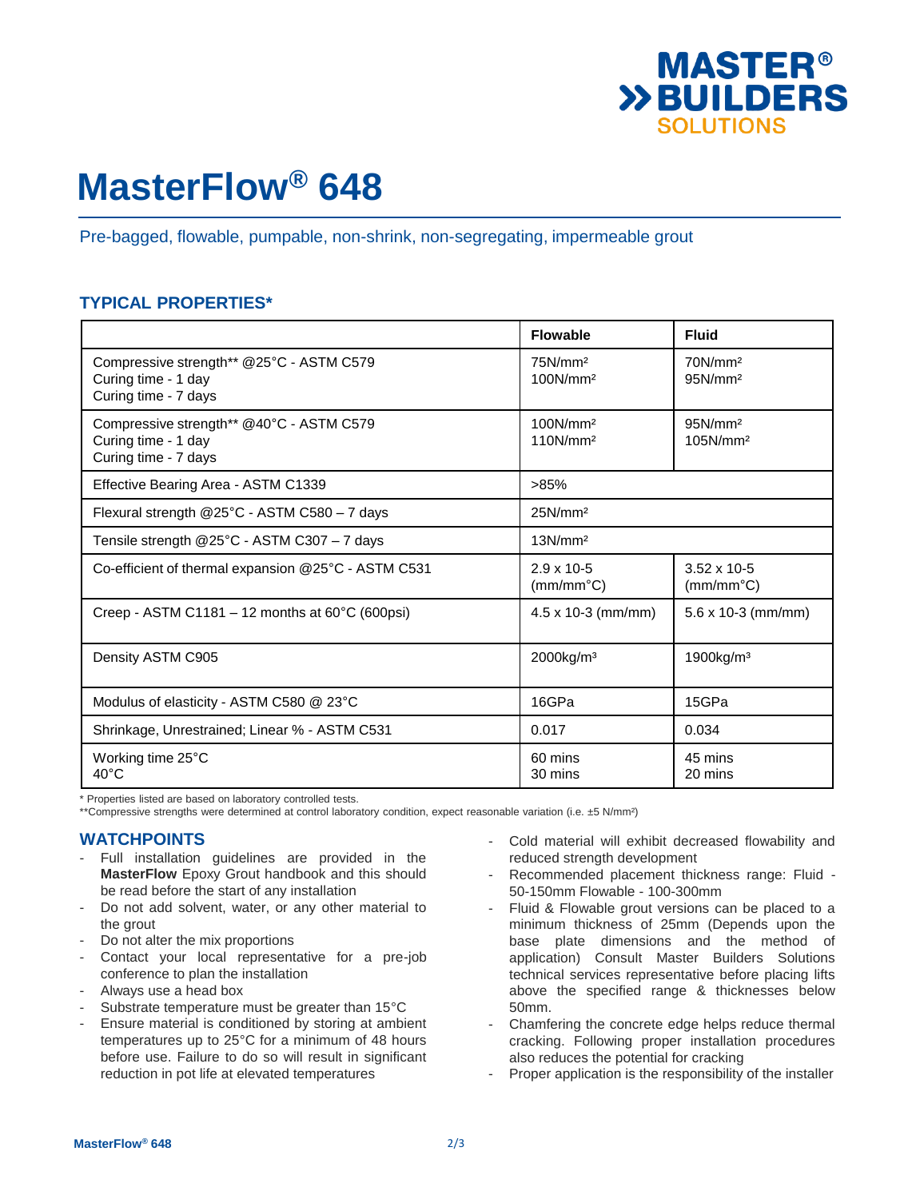# MasterFlow® 648

Pre-bagged, flowable, pumpable, non-shrink, non-segregating, impermeable grout

## TYPICAL PROPERTIES*

| | Flowable | Fluid |
|---|---|---|
| Compressive strength** @25°C - ASTM C579<br>Curing time - 1 day<br>Curing time - 7 days | 75N/mm²<br>100N/mm² | 70N/mm²<br>95N/mm² |
| Compressive strength** @40°C - ASTM C579<br>Curing time - 1 day<br>Curing time - 7 days | 100N/mm²<br>110N/mm² | 95N/mm²<br>105N/mm² |
| Effective Bearing Area - ASTM C1339 | >85% | |
| Flexural strength @25°C - ASTM C580 – 7 days | 25N/mm² | |
| Tensile strength @25°C - ASTM C307 – 7 days | 13N/mm² | |
| Co-efficient of thermal expansion @25°C - ASTM C531 | 2.9 x 10-5 (mm/mm°C) | 3.52 x 10-5 (mm/mm°C) |
| Creep - ASTM C1181 – 12 months at 60°C (600psi) | 4.5 x 10-3 (mm/mm) | 5.6 x 10-3 (mm/mm) |
| Density ASTM C905 | 2000kg/m³ | 1900kg/m³ |
| Modulus of elasticity - ASTM C580 @ 23°C | 16GPa | 15GPa |
| Shrinkage, Unrestrained; Linear % - ASTM C531 | 0.017 | 0.034 |
| Working time 25°C<br>40°C | 60 mins<br>30 mins | 45 mins<br>20 mins |

\* Properties listed are based on laboratory controlled tests.
**Compressive strengths were determined at control laboratory condition, expect reasonable variation (i.e. ±5 N/mm²)

## WATCHPOINTS

- Full installation guidelines are provided in the **MasterFlow** Epoxy Grout handbook and this should be read before the start of any installation
- Do not add solvent, water, or any other material to the grout
- Do not alter the mix proportions
- Contact your local representative for a pre-job conference to plan the installation
- Always use a head box
- Substrate temperature must be greater than 15°C
- Ensure material is conditioned by storing at ambient temperatures up to 25°C for a minimum of 48 hours before use. Failure to do so will result in significant reduction in pot life at elevated temperatures
- Cold material will exhibit decreased flowability and reduced strength development
- Recommended placement thickness range: Fluid - 50-150mm Flowable - 100-300mm
- Fluid & Flowable grout versions can be placed to a minimum thickness of 25mm (Depends upon the base plate dimensions and the method of application) Consult Master Builders Solutions technical services representative before placing lifts above the specified range & thicknesses below 50mm.
- Chamfering the concrete edge helps reduce thermal cracking. Following proper installation procedures also reduces the potential for cracking
- Proper application is the responsibility of the installer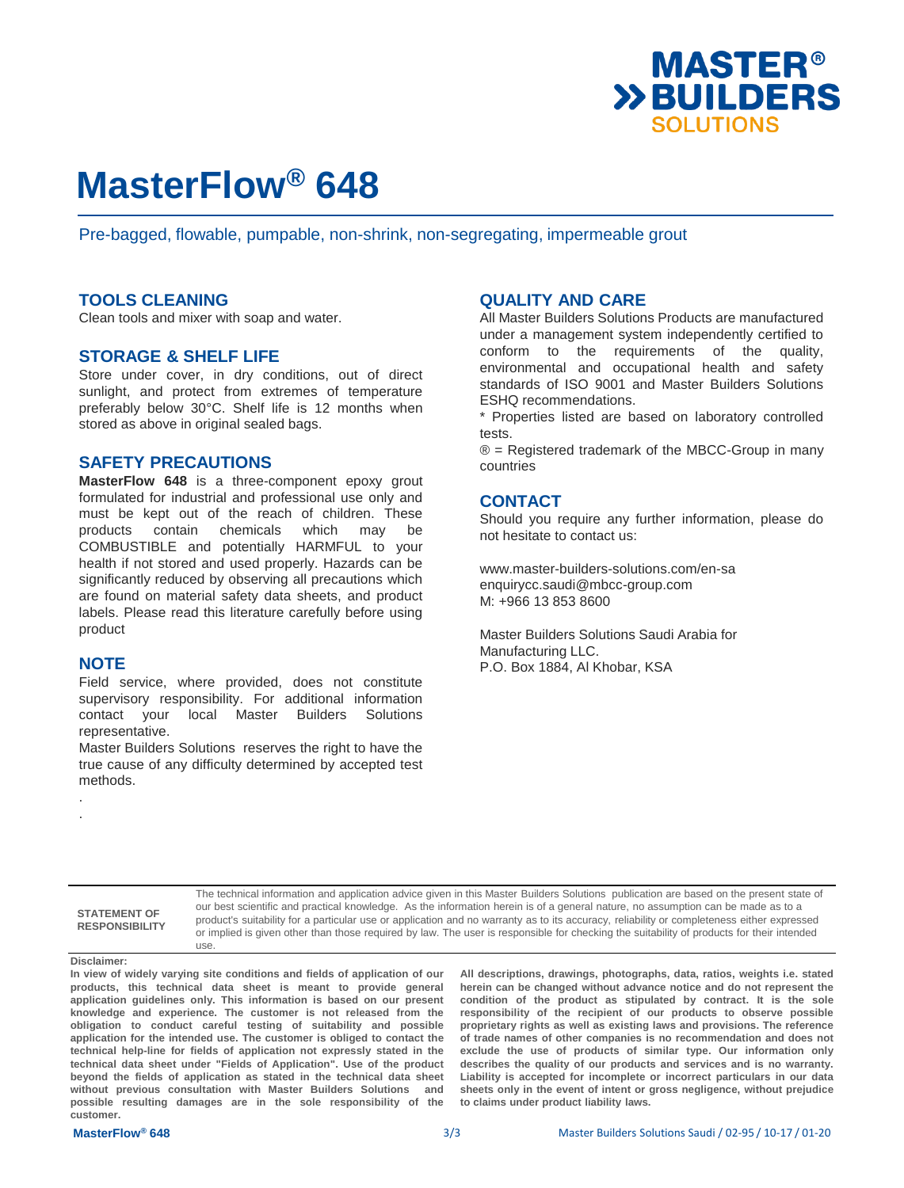# MasterFlow® 648

Pre-bagged, flowable, pumpable, non-shrink, non-segregating, impermeable grout

## TOOLS CLEANING

Clean tools and mixer with soap and water.

## STORAGE & SHELF LIFE

Store under cover, in dry conditions, out of direct sunlight, and protect from extremes of temperature preferably below 30°C. Shelf life is 12 months when stored as above in original sealed bags.

## SAFETY PRECAUTIONS

**MasterFlow 648** is a three-component epoxy grout formulated for industrial and professional use only and must be kept out of the reach of children. These products contain chemicals which may be COMBUSTIBLE and potentially HARMFUL to your health if not stored and used properly. Hazards can be significantly reduced by observing all precautions which are found on material safety data sheets, and product labels. Please read this literature carefully before using product

## NOTE

Field service, where provided, does not constitute supervisory responsibility. For additional information contact your local Master Builders Solutions representative.

Master Builders Solutions reserves the right to have the true cause of any difficulty determined by accepted test methods.

## QUALITY AND CARE

All Master Builders Solutions Products are manufactured under a management system independently certified to conform to the requirements of the quality, environmental and occupational health and safety standards of ISO 9001 and Master Builders Solutions ESHQ recommendations.

* Properties listed are based on laboratory controlled tests.

® = Registered trademark of the MBCC-Group in many countries

## CONTACT

Should you require any further information, please do not hesitate to contact us:

www.master-builders-solutions.com/en-sa
enquirycc.saudi@mbcc-group.com
M: +966 13 853 8600

Master Builders Solutions Saudi Arabia for Manufacturing LLC.
P.O. Box 1884, Al Khobar, KSA

**STATEMENT OF RESPONSIBILITY**

The technical information and application advice given in this Master Builders Solutions publication are based on the present state of our best scientific and practical knowledge. As the information herein is of a general nature, no assumption can be made as to a product's suitability for a particular use or application and no warranty as to its accuracy, reliability or completeness either expressed or implied is given other than those required by law. The user is responsible for checking the suitability of products for their intended use.

**Disclaimer:**

**In view of widely varying site conditions and fields of application of our products, this technical data sheet is meant to provide general application guidelines only. This information is based on our present knowledge and experience. The customer is not released from the obligation to conduct careful testing of suitability and possible application for the intended use. The customer is obliged to contact the technical help-line for fields of application not expressly stated in the technical data sheet under "Fields of Application". Use of the product beyond the fields of application as stated in the technical data sheet without previous consultation with Master Builders Solutions and possible resulting damages are in the sole responsibility of the customer.**

**All descriptions, drawings, photographs, data, ratios, weights i.e. stated herein can be changed without advance notice and do not represent the condition of the product as stipulated by contract. It is the sole responsibility of the recipient of our products to observe possible proprietary rights as well as existing laws and provisions. The reference of trade names of other companies is no recommendation and does not exclude the use of products of similar type. Our information only describes the quality of our products and services and is no warranty. Liability is accepted for incomplete or incorrect particulars in our data sheets only in the event of intent or gross negligence, without prejudice to claims under product liability laws.**